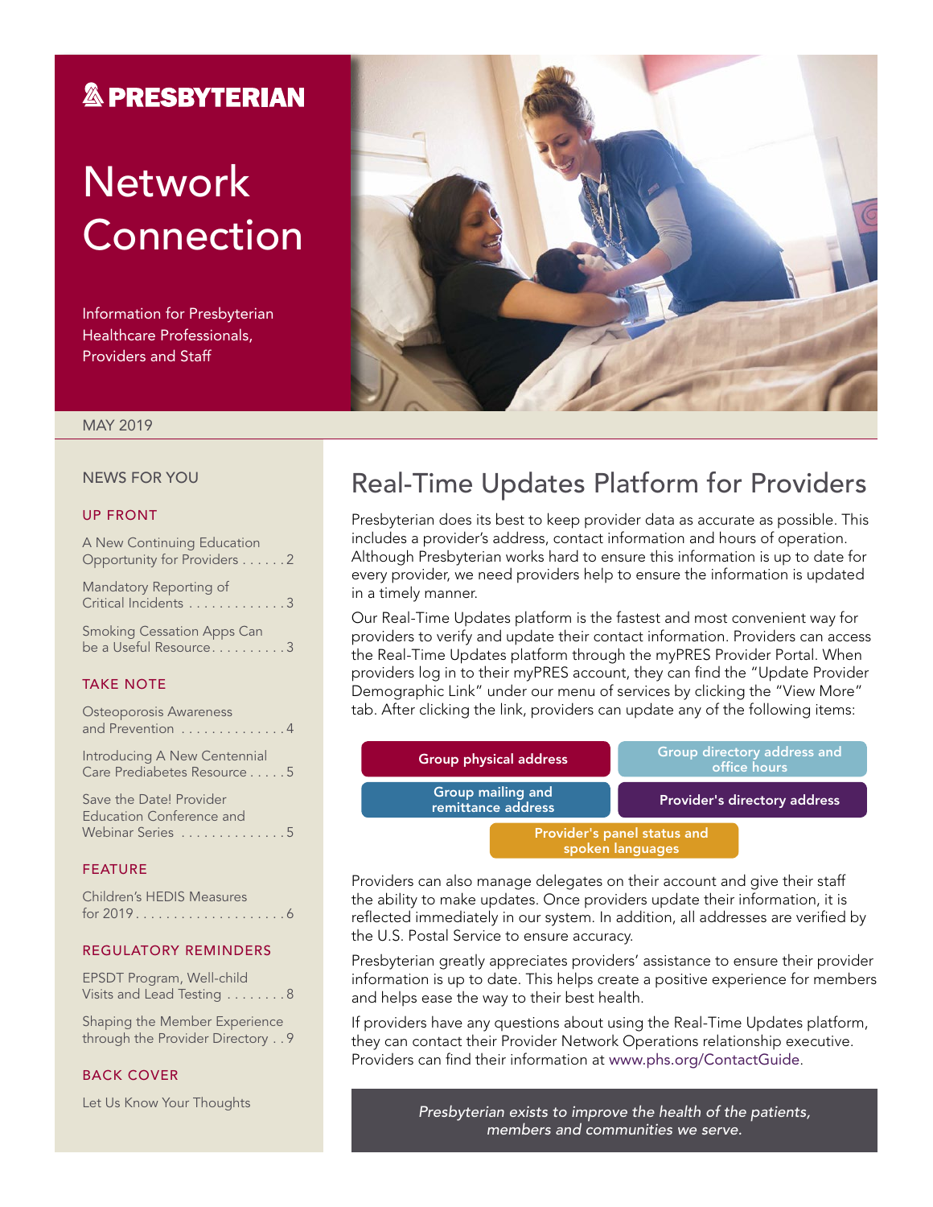# PRESBYTERIAN

# Network Connection

Information for Presbyterian Healthcare Professionals, Providers and Staff

MAY 2019

## NEWS FOR YOU

### UP FRONT

A New Continuing Education Opportunity for Providers . . . . . . 2

Mandatory Reporting of Critical Incidents . . . . . . . . . . . . . 3

Smoking Cessation Apps Can be a Useful Resource . . . . . . . . . . 3

### TAKE NOTE

Osteoporosis Awareness and Prevention . . . . . . . . . . . . . . 4

Introducing A New Centennial Care Prediabetes Resource . . . . . 5

Save the Date! Provider Education Conference and Webinar Series . . . . . . . . . . . . . . 5

### FEATURE

Children's HEDIS Measures for 2019 . . . . . . . . . . . . . . . . . . . . 6

### REGULATORY REMINDERS

EPSDT Program, Well-child Visits and Lead Testing . . . . . . . . 8

Shaping the Member Experience through the Provider Directory . . 9

### BACK COVER

Let Us Know Your Thoughts

## Real-Time Updates Platform for Providers

Presbyterian does its best to keep provider data as accurate as possible. This includes a provider's address, contact information and hours of operation. Although Presbyterian works hard to ensure this information is up to date for every provider, we need providers help to ensure the information is updated in a timely manner.

Our Real-Time Updates platform is the fastest and most convenient way for providers to verify and update their contact information. Providers can access the Real-Time Updates platform through the myPRES Provider Portal. When providers log in to their myPRES account, they can find the "Update Provider Demographic Link" under our menu of services by clicking the "View More" tab. After clicking the link, providers can update any of the following items:

- Group physical address
- Group directory address and office hours
- Group mailing and remittance address
- Provider's directory address
- Provider's panel status and spoken languages

Providers can also manage delegates on their account and give their staff the ability to make updates. Once providers update their information, it is reflected immediately in our system. In addition, all addresses are verified by the U.S. Postal Service to ensure accuracy.

Presbyterian greatly appreciates providers' assistance to ensure their provider information is up to date. This helps create a positive experience for members and helps ease the way to their best health.

If providers have any questions about using the Real-Time Updates platform, they can contact their Provider Network Operations relationship executive. Providers can find their information at www.phs.org/ContactGuide.

*Presbyterian exists to improve the health of the patients, members and communities we serve.*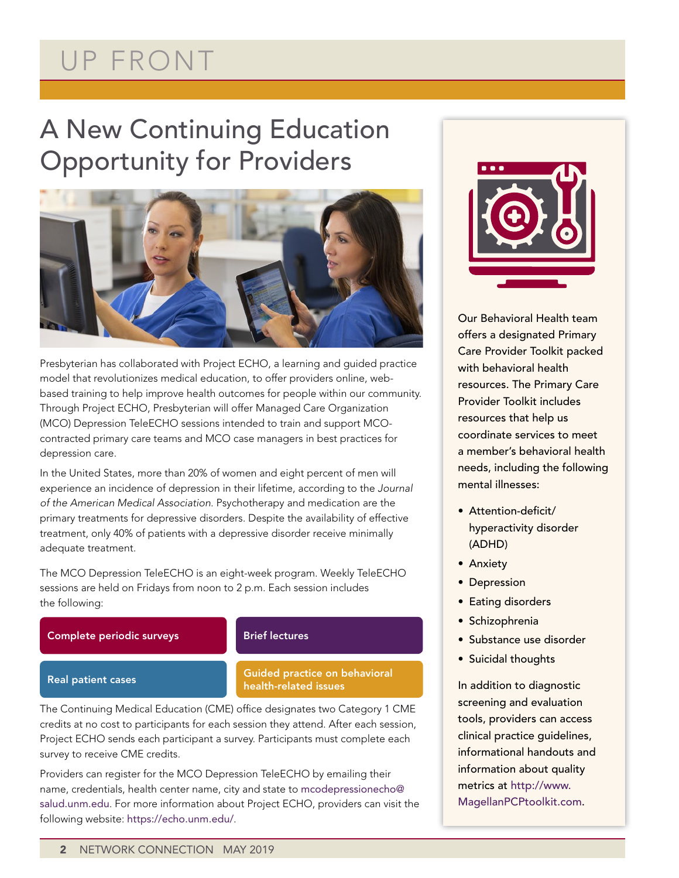# UP FRONT

## A New Continuing Education Opportunity for Providers

Presbyterian has collaborated with Project ECHO, a learning and guided practice model that revolutionizes medical education, to offer providers online, web-based training to help improve health outcomes for people within our community. Through Project ECHO, Presbyterian will offer Managed Care Organization (MCO) Depression TeleECHO sessions intended to train and support MCO-contracted primary care teams and MCO case managers in best practices for depression care.

In the United States, more than 20% of women and eight percent of men will experience an incidence of depression in their lifetime, according to the *Journal of the American Medical Association*. Psychotherapy and medication are the primary treatments for depressive disorders. Despite the availability of effective treatment, only 40% of patients with a depressive disorder receive minimally adequate treatment.

The MCO Depression TeleECHO is an eight-week program. Weekly TeleECHO sessions are held on Fridays from noon to 2 p.m. Each session includes the following:

- **Complete periodic surveys**
- **Brief lectures**
- **Real patient cases**
- **Guided practice on behavioral health-related issues**

The Continuing Medical Education (CME) office designates two Category 1 CME credits at no cost to participants for each session they attend. After each session, Project ECHO sends each participant a survey. Participants must complete each survey to receive CME credits.

Providers can register for the MCO Depression TeleECHO by emailing their name, credentials, health center name, city and state to mcodepressionecho@salud.unm.edu. For more information about Project ECHO, providers can visit the following website: https://echo.unm.edu/.

---

Our Behavioral Health team offers a designated Primary Care Provider Toolkit packed with behavioral health resources. The Primary Care Provider Toolkit includes resources that help us coordinate services to meet a member's behavioral health needs, including the following mental illnesses:

- Attention-deficit/hyperactivity disorder (ADHD)
- Anxiety
- Depression
- Eating disorders
- Schizophrenia
- Substance use disorder
- Suicidal thoughts

In addition to diagnostic screening and evaluation tools, providers can access clinical practice guidelines, informational handouts and information about quality metrics at http://www.MagellanPCPtoolkit.com.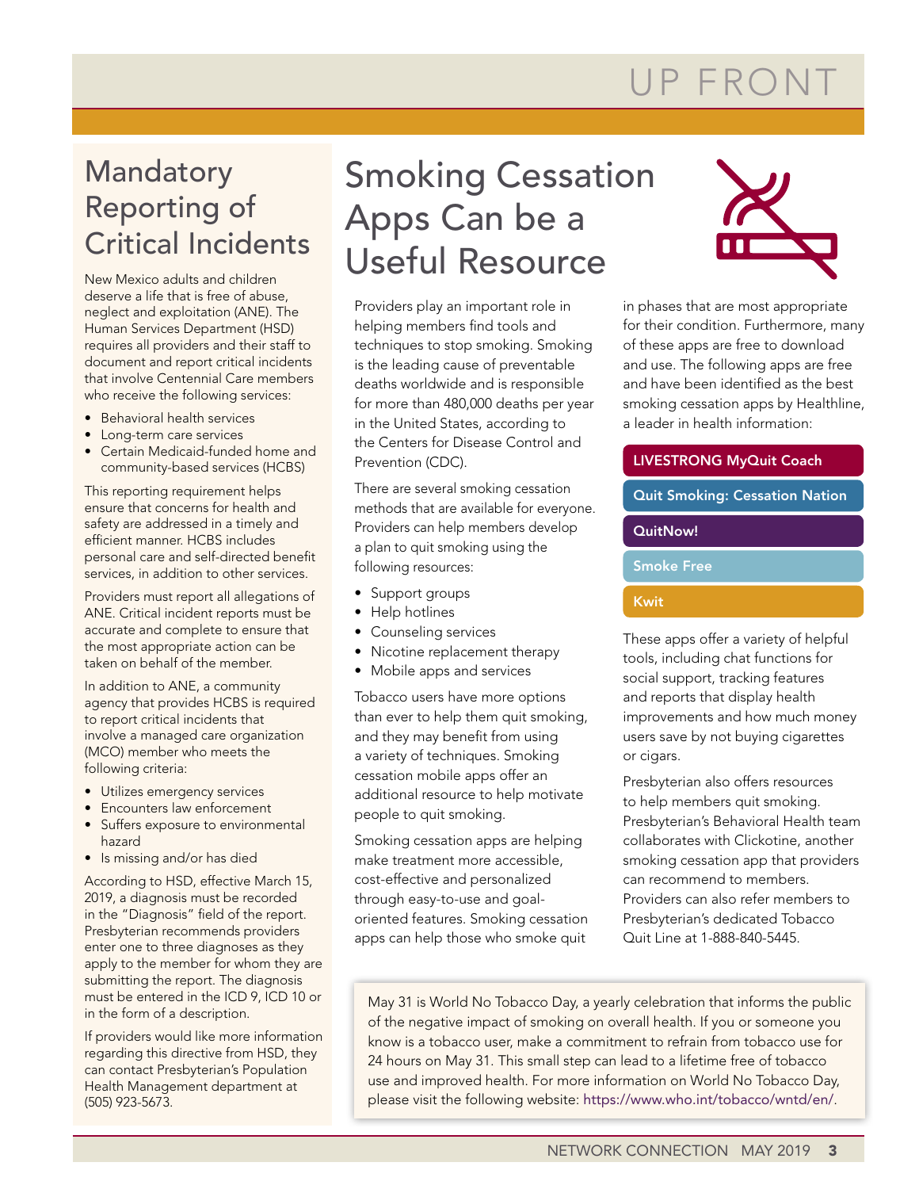# UP FRONT

## Mandatory Reporting of Critical Incidents

New Mexico adults and children deserve a life that is free of abuse, neglect and exploitation (ANE). The Human Services Department (HSD) requires all providers and their staff to document and report critical incidents that involve Centennial Care members who receive the following services:

- Behavioral health services
- Long-term care services
- Certain Medicaid-funded home and community-based services (HCBS)

This reporting requirement helps ensure that concerns for health and safety are addressed in a timely and efficient manner. HCBS includes personal care and self-directed benefit services, in addition to other services.

Providers must report all allegations of ANE. Critical incident reports must be accurate and complete to ensure that the most appropriate action can be taken on behalf of the member.

In addition to ANE, a community agency that provides HCBS is required to report critical incidents that involve a managed care organization (MCO) member who meets the following criteria:

- Utilizes emergency services
- Encounters law enforcement
- Suffers exposure to environmental hazard
- Is missing and/or has died

According to HSD, effective March 15, 2019, a diagnosis must be recorded in the "Diagnosis" field of the report. Presbyterian recommends providers enter one to three diagnoses as they apply to the member for whom they are submitting the report. The diagnosis must be entered in the ICD 9, ICD 10 or in the form of a description.

If providers would like more information regarding this directive from HSD, they can contact Presbyterian's Population Health Management department at (505) 923-5673.

## Smoking Cessation Apps Can be a Useful Resource

Providers play an important role in helping members find tools and techniques to stop smoking. Smoking is the leading cause of preventable deaths worldwide and is responsible for more than 480,000 deaths per year in the United States, according to the Centers for Disease Control and Prevention (CDC).

There are several smoking cessation methods that are available for everyone. Providers can help members develop a plan to quit smoking using the following resources:

- Support groups
- Help hotlines
- Counseling services
- Nicotine replacement therapy
- Mobile apps and services

Tobacco users have more options than ever to help them quit smoking, and they may benefit from using a variety of techniques. Smoking cessation mobile apps offer an additional resource to help motivate people to quit smoking.

Smoking cessation apps are helping make treatment more accessible, cost-effective and personalized through easy-to-use and goal-oriented features. Smoking cessation apps can help those who smoke quit in phases that are most appropriate for their condition. Furthermore, many of these apps are free to download and use. The following apps are free and have been identified as the best smoking cessation apps by Healthline, a leader in health information:

- **LIVESTRONG MyQuit Coach**
- **Quit Smoking: Cessation Nation**
- **QuitNow!**
- **Smoke Free**
- **Kwit**

These apps offer a variety of helpful tools, including chat functions for social support, tracking features and reports that display health improvements and how much money users save by not buying cigarettes or cigars.

Presbyterian also offers resources to help members quit smoking. Presbyterian's Behavioral Health team collaborates with Clickotine, another smoking cessation app that providers can recommend to members. Providers can also refer members to Presbyterian's dedicated Tobacco Quit Line at 1-888-840-5445.

May 31 is World No Tobacco Day, a yearly celebration that informs the public of the negative impact of smoking on overall health. If you or someone you know is a tobacco user, make a commitment to refrain from tobacco use for 24 hours on May 31. This small step can lead to a lifetime free of tobacco use and improved health. For more information on World No Tobacco Day, please visit the following website: https://www.who.int/tobacco/wntd/en/.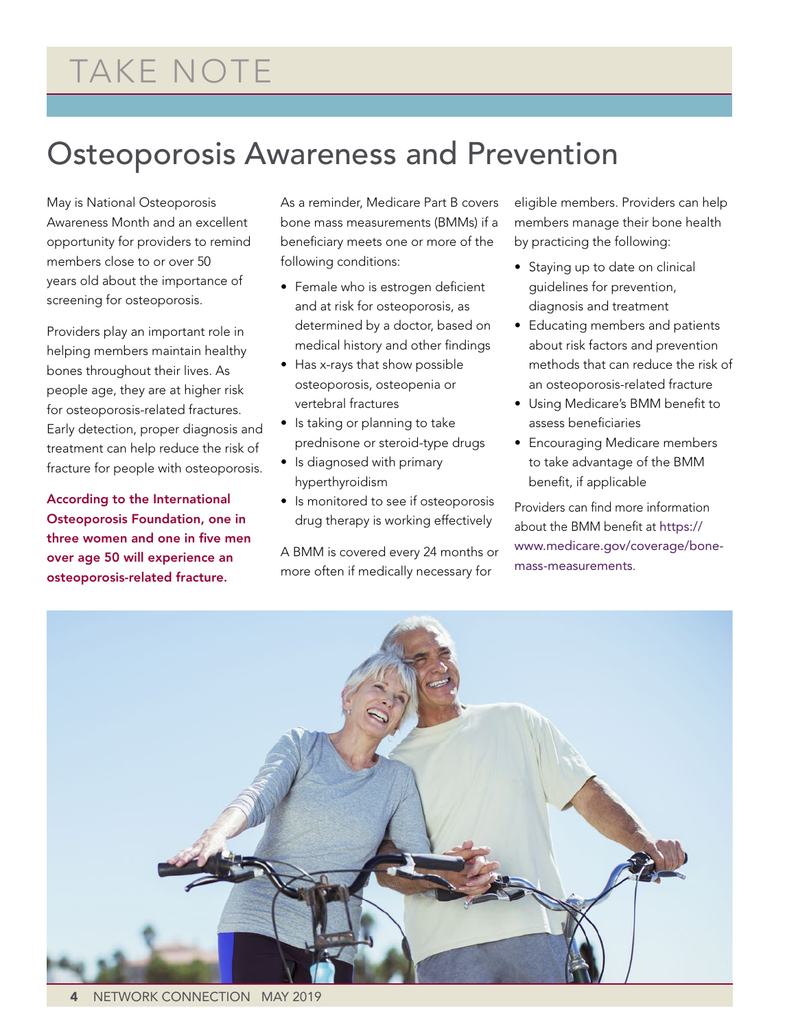# TAKE NOTE

## Osteoporosis Awareness and Prevention

May is National Osteoporosis Awareness Month and an excellent opportunity for providers to remind members close to or over 50 years old about the importance of screening for osteoporosis.

Providers play an important role in helping members maintain healthy bones throughout their lives. As people age, they are at higher risk for osteoporosis-related fractures. Early detection, proper diagnosis and treatment can help reduce the risk of fracture for people with osteoporosis.

**According to the International Osteoporosis Foundation, one in three women and one in five men over age 50 will experience an osteoporosis-related fracture.**

As a reminder, Medicare Part B covers bone mass measurements (BMMs) if a beneficiary meets one or more of the following conditions:

- Female who is estrogen deficient and at risk for osteoporosis, as determined by a doctor, based on medical history and other findings
- Has x-rays that show possible osteoporosis, osteopenia or vertebral fractures
- Is taking or planning to take prednisone or steroid-type drugs
- Is diagnosed with primary hyperthyroidism
- Is monitored to see if osteoporosis drug therapy is working effectively

A BMM is covered every 24 months or more often if medically necessary for eligible members. Providers can help members manage their bone health by practicing the following:

- Staying up to date on clinical guidelines for prevention, diagnosis and treatment
- Educating members and patients about risk factors and prevention methods that can reduce the risk of an osteoporosis-related fracture
- Using Medicare's BMM benefit to assess beneficiaries
- Encouraging Medicare members to take advantage of the BMM benefit, if applicable

Providers can find more information about the BMM benefit at https://www.medicare.gov/coverage/bone-mass-measurements.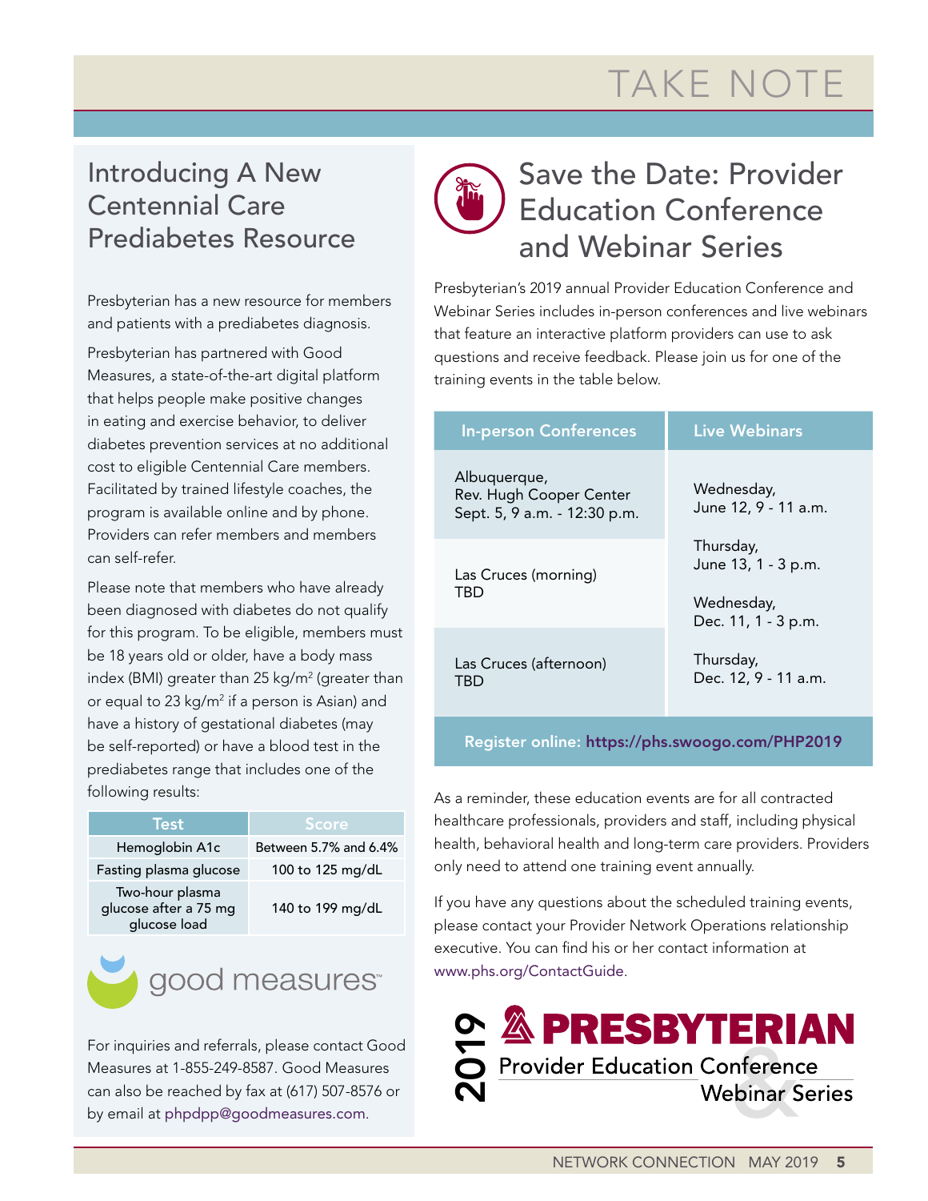# TAKE NOTE

## Introducing A New Centennial Care Prediabetes Resource

Presbyterian has a new resource for members and patients with a prediabetes diagnosis.

Presbyterian has partnered with Good Measures, a state-of-the-art digital platform that helps people make positive changes in eating and exercise behavior, to deliver diabetes prevention services at no additional cost to eligible Centennial Care members. Facilitated by trained lifestyle coaches, the program is available online and by phone. Providers can refer members and members can self-refer.

Please note that members who have already been diagnosed with diabetes do not qualify for this program. To be eligible, members must be 18 years old or older, have a body mass index (BMI) greater than 25 $kg/m^2$ (greater than or equal to 23 $kg/m^2$ if a person is Asian) and have a history of gestational diabetes (may be self-reported) or have a blood test in the prediabetes range that includes one of the following results:

| Test | Score |
|---|---|
| Hemoglobin A1c | Between 5.7% and 6.4% |
| Fasting plasma glucose | 100 to 125 mg/dL |
| Two-hour plasma glucose after a 75 mg glucose load | 140 to 199 mg/dL |

good measures™

For inquiries and referrals, please contact Good Measures at 1-855-249-8587. Good Measures can also be reached by fax at (617) 507-8576 or by email at phpdpp@goodmeasures.com.

## Save the Date: Provider Education Conference and Webinar Series

Presbyterian's 2019 annual Provider Education Conference and Webinar Series includes in-person conferences and live webinars that feature an interactive platform providers can use to ask questions and receive feedback. Please join us for one of the training events in the table below.

| In-person Conferences | Live Webinars |
|---|---|
| Albuquerque, Rev. Hugh Cooper Center Sept. 5, 9 a.m. - 12:30 p.m. | Wednesday, June 12, 9 - 11 a.m. |
| Las Cruces (morning) TBD | Thursday, June 13, 1 - 3 p.m.<br>Wednesday, Dec. 11, 1 - 3 p.m. |
| Las Cruces (afternoon) TBD | Thursday, Dec. 12, 9 - 11 a.m. |

**Register online: https://phs.swoogo.com/PHP2019**

As a reminder, these education events are for all contracted healthcare professionals, providers and staff, including physical health, behavioral health and long-term care providers. Providers only need to attend one training event annually.

If you have any questions about the scheduled training events, please contact your Provider Network Operations relationship executive. You can find his or her contact information at www.phs.org/ContactGuide.

2019 PRESBYTERIAN Provider Education Conference & Webinar Series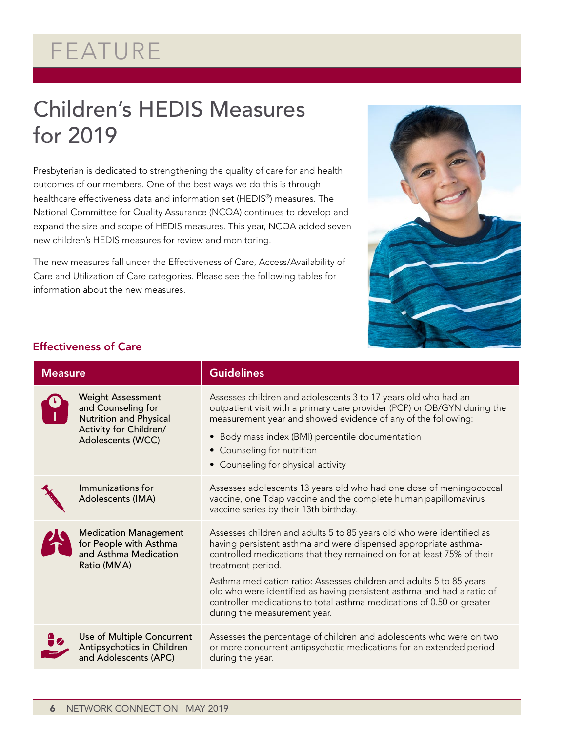FEATURE

# Children's HEDIS Measures for 2019

Presbyterian is dedicated to strengthening the quality of care for and health outcomes of our members. One of the best ways we do this is through healthcare effectiveness data and information set (HEDIS®) measures. The National Committee for Quality Assurance (NCQA) continues to develop and expand the size and scope of HEDIS measures. This year, NCQA added seven new children's HEDIS measures for review and monitoring.

The new measures fall under the Effectiveness of Care, Access/Availability of Care and Utilization of Care categories. Please see the following tables for information about the new measures.

## Effectiveness of Care

| Measure | Guidelines |
| --- | --- |
| Weight Assessment and Counseling for Nutrition and Physical Activity for Children/ Adolescents (WCC) | Assesses children and adolescents 3 to 17 years old who had an outpatient visit with a primary care provider (PCP) or OB/GYN during the measurement year and showed evidence of any of the following:<br>• Body mass index (BMI) percentile documentation<br>• Counseling for nutrition<br>• Counseling for physical activity |
| Immunizations for Adolescents (IMA) | Assesses adolescents 13 years old who had one dose of meningococcal vaccine, one Tdap vaccine and the complete human papillomavirus vaccine series by their 13th birthday. |
| Medication Management for People with Asthma and Asthma Medication Ratio (MMA) | Assesses children and adults 5 to 85 years old who were identified as having persistent asthma and were dispensed appropriate asthma-controlled medications that they remained on for at least 75% of their treatment period.<br>Asthma medication ratio: Assesses children and adults 5 to 85 years old who were identified as having persistent asthma and had a ratio of controller medications to total asthma medications of 0.50 or greater during the measurement year. |
| Use of Multiple Concurrent Antipsychotics in Children and Adolescents (APC) | Assesses the percentage of children and adolescents who were on two or more concurrent antipsychotic medications for an extended period during the year. |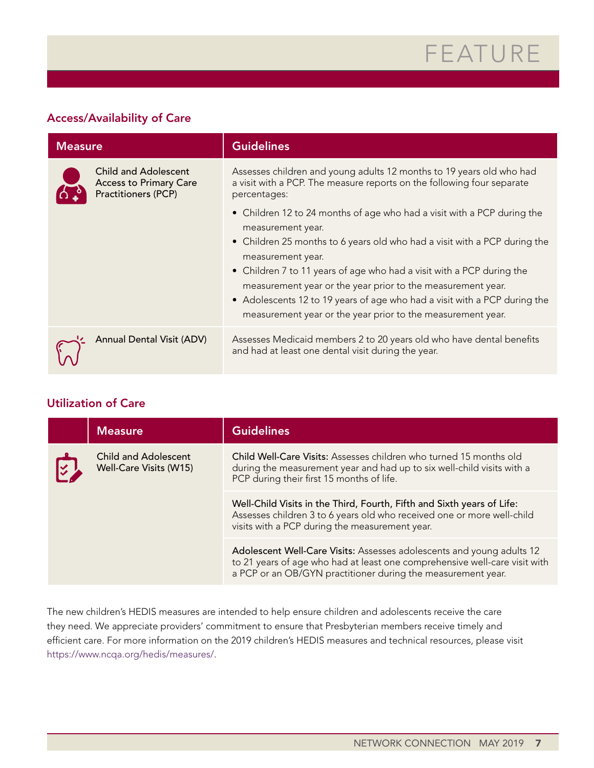# FEATURE

## Access/Availability of Care

| Measure | Guidelines |
|---|---|
| Child and Adolescent Access to Primary Care Practitioners (PCP) | Assesses children and young adults 12 months to 19 years old who had a visit with a PCP. The measure reports on the following four separate percentages:<br>• Children 12 to 24 months of age who had a visit with a PCP during the measurement year.<br>• Children 25 months to 6 years old who had a visit with a PCP during the measurement year.<br>• Children 7 to 11 years of age who had a visit with a PCP during the measurement year or the year prior to the measurement year.<br>• Adolescents 12 to 19 years of age who had a visit with a PCP during the measurement year or the year prior to the measurement year. |
| Annual Dental Visit (ADV) | Assesses Medicaid members 2 to 20 years old who have dental benefits and had at least one dental visit during the year. |

## Utilization of Care

| Measure | Guidelines |
|---|---|
| Child and Adolescent Well-Care Visits (W15) | **Child Well-Care Visits:** Assesses children who turned 15 months old during the measurement year and had up to six well-child visits with a PCP during their first 15 months of life. |
| | **Well-Child Visits in the Third, Fourth, Fifth and Sixth years of Life:** Assesses children 3 to 6 years old who received one or more well-child visits with a PCP during the measurement year. |
| | **Adolescent Well-Care Visits:** Assesses adolescents and young adults 12 to 21 years of age who had at least one comprehensive well-care visit with a PCP or an OB/GYN practitioner during the measurement year. |

The new children's HEDIS measures are intended to help ensure children and adolescents receive the care they need. We appreciate providers' commitment to ensure that Presbyterian members receive timely and efficient care. For more information on the 2019 children's HEDIS measures and technical resources, please visit https://www.ncqa.org/hedis/measures/.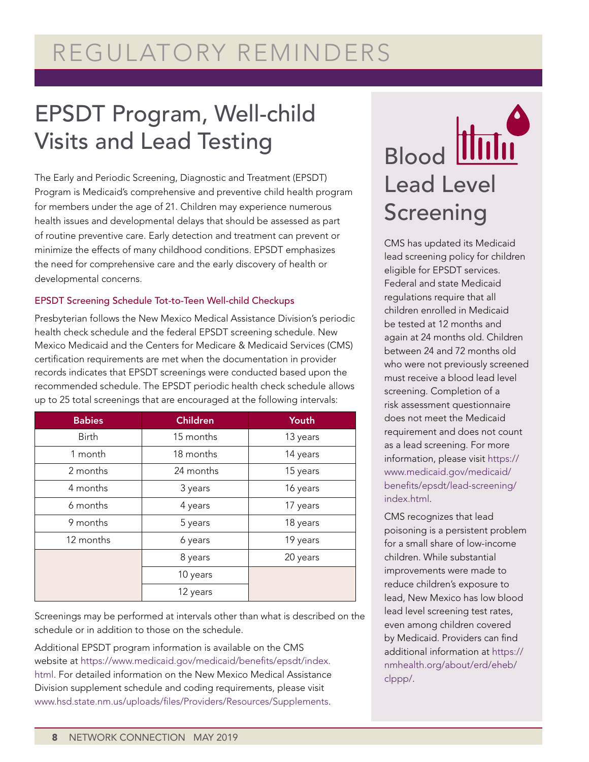# REGULATORY REMINDERS

## EPSDT Program, Well-child Visits and Lead Testing

The Early and Periodic Screening, Diagnostic and Treatment (EPSDT) Program is Medicaid's comprehensive and preventive child health program for members under the age of 21. Children may experience numerous health issues and developmental delays that should be assessed as part of routine preventive care. Early detection and treatment can prevent or minimize the effects of many childhood conditions. EPSDT emphasizes the need for comprehensive care and the early discovery of health or developmental concerns.

### EPSDT Screening Schedule Tot-to-Teen Well-child Checkups

Presbyterian follows the New Mexico Medical Assistance Division's periodic health check schedule and the federal EPSDT screening schedule. New Mexico Medicaid and the Centers for Medicare & Medicaid Services (CMS) certification requirements are met when the documentation in provider records indicates that EPSDT screenings were conducted based upon the recommended schedule. The EPSDT periodic health check schedule allows up to 25 total screenings that are encouraged at the following intervals:

| Babies | Children | Youth |
|---|---|---|
| Birth | 15 months | 13 years |
| 1 month | 18 months | 14 years |
| 2 months | 24 months | 15 years |
| 4 months | 3 years | 16 years |
| 6 months | 4 years | 17 years |
| 9 months | 5 years | 18 years |
| 12 months | 6 years | 19 years |
| | 8 years | 20 years |
| | 10 years | |
| | 12 years | |

Screenings may be performed at intervals other than what is described on the schedule or in addition to those on the schedule.

Additional EPSDT program information is available on the CMS website at https://www.medicaid.gov/medicaid/benefits/epsdt/index.html. For detailed information on the New Mexico Medical Assistance Division supplement schedule and coding requirements, please visit www.hsd.state.nm.us/uploads/files/Providers/Resources/Supplements.

## Blood Lead Level Screening

CMS has updated its Medicaid lead screening policy for children eligible for EPSDT services. Federal and state Medicaid regulations require that all children enrolled in Medicaid be tested at 12 months and again at 24 months old. Children between 24 and 72 months old who were not previously screened must receive a blood lead level screening. Completion of a risk assessment questionnaire does not meet the Medicaid requirement and does not count as a lead screening. For more information, please visit https://www.medicaid.gov/medicaid/benefits/epsdt/lead-screening/index.html.

CMS recognizes that lead poisoning is a persistent problem for a small share of low-income children. While substantial improvements were made to reduce children's exposure to lead, New Mexico has low blood lead level screening test rates, even among children covered by Medicaid. Providers can find additional information at https://nmhealth.org/about/erd/eheb/clppp/.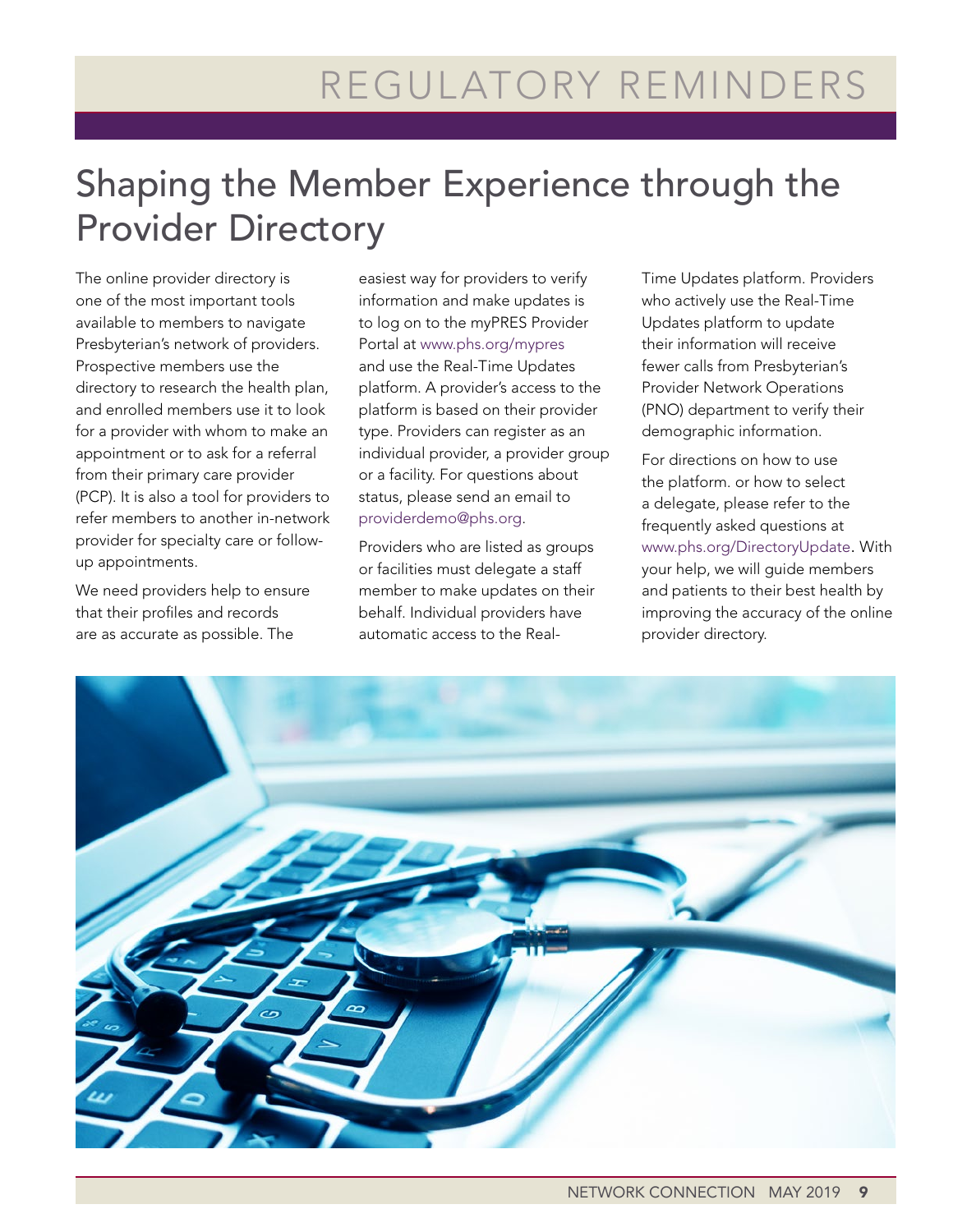# REGULATORY REMINDERS

## Shaping the Member Experience through the Provider Directory

The online provider directory is one of the most important tools available to members to navigate Presbyterian's network of providers. Prospective members use the directory to research the health plan, and enrolled members use it to look for a provider with whom to make an appointment or to ask for a referral from their primary care provider (PCP). It is also a tool for providers to refer members to another in-network provider for specialty care or follow-up appointments.

We need providers help to ensure that their profiles and records are as accurate as possible. The easiest way for providers to verify information and make updates is to log on to the myPRES Provider Portal at www.phs.org/mypres and use the Real-Time Updates platform. A provider's access to the platform is based on their provider type. Providers can register as an individual provider, a provider group or a facility. For questions about status, please send an email to providerdemo@phs.org.

Providers who are listed as groups or facilities must delegate a staff member to make updates on their behalf. Individual providers have automatic access to the Real-Time Updates platform. Providers who actively use the Real-Time Updates platform to update their information will receive fewer calls from Presbyterian's Provider Network Operations (PNO) department to verify their demographic information.

For directions on how to use the platform. or how to select a delegate, please refer to the frequently asked questions at www.phs.org/DirectoryUpdate. With your help, we will guide members and patients to their best health by improving the accuracy of the online provider directory.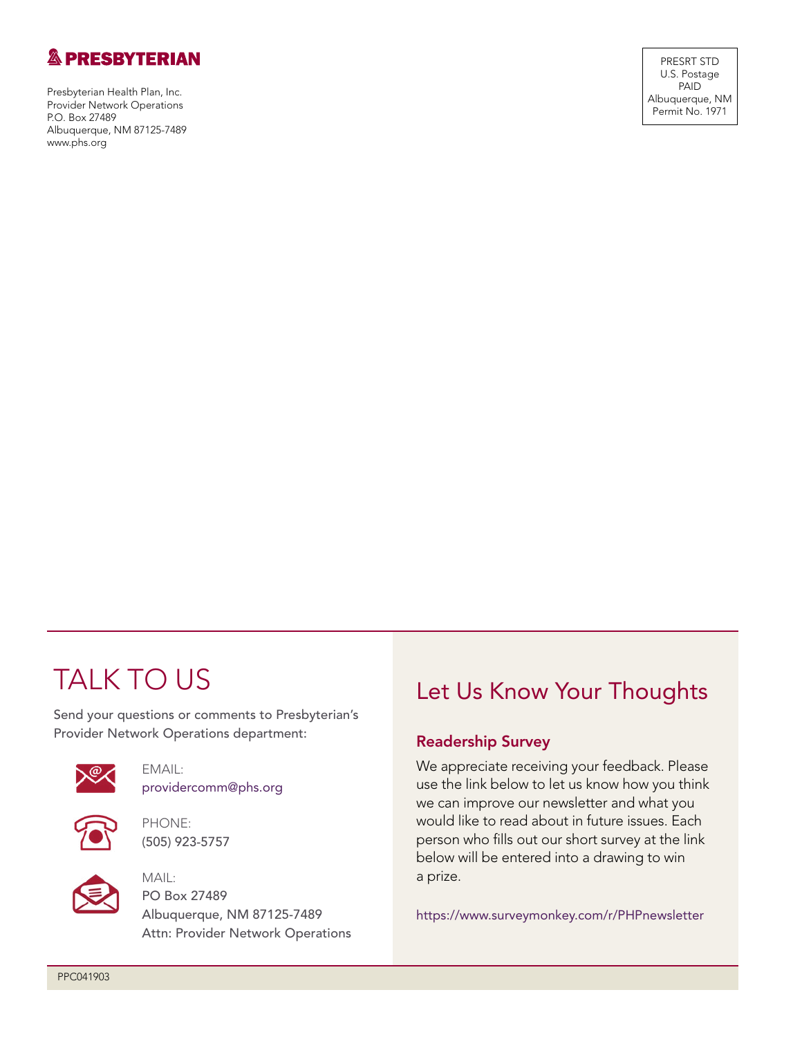**PRESBYTERIAN**

Presbyterian Health Plan, Inc.
Provider Network Operations
P.O. Box 27489
Albuquerque, NM 87125-7489
www.phs.org

PRESRT STD
U.S. Postage
PAID
Albuquerque, NM
Permit No. 1971

# TALK TO US

Send your questions or comments to Presbyterian's Provider Network Operations department:

EMAIL:
providercomm@phs.org

PHONE:
(505) 923-5757

MAIL:
PO Box 27489
Albuquerque, NM 87125-7489
Attn: Provider Network Operations

## Let Us Know Your Thoughts

### Readership Survey

We appreciate receiving your feedback. Please use the link below to let us know how you think we can improve our newsletter and what you would like to read about in future issues. Each person who fills out our short survey at the link below will be entered into a drawing to win a prize.

https://www.surveymonkey.com/r/PHPnewsletter

PPC041903